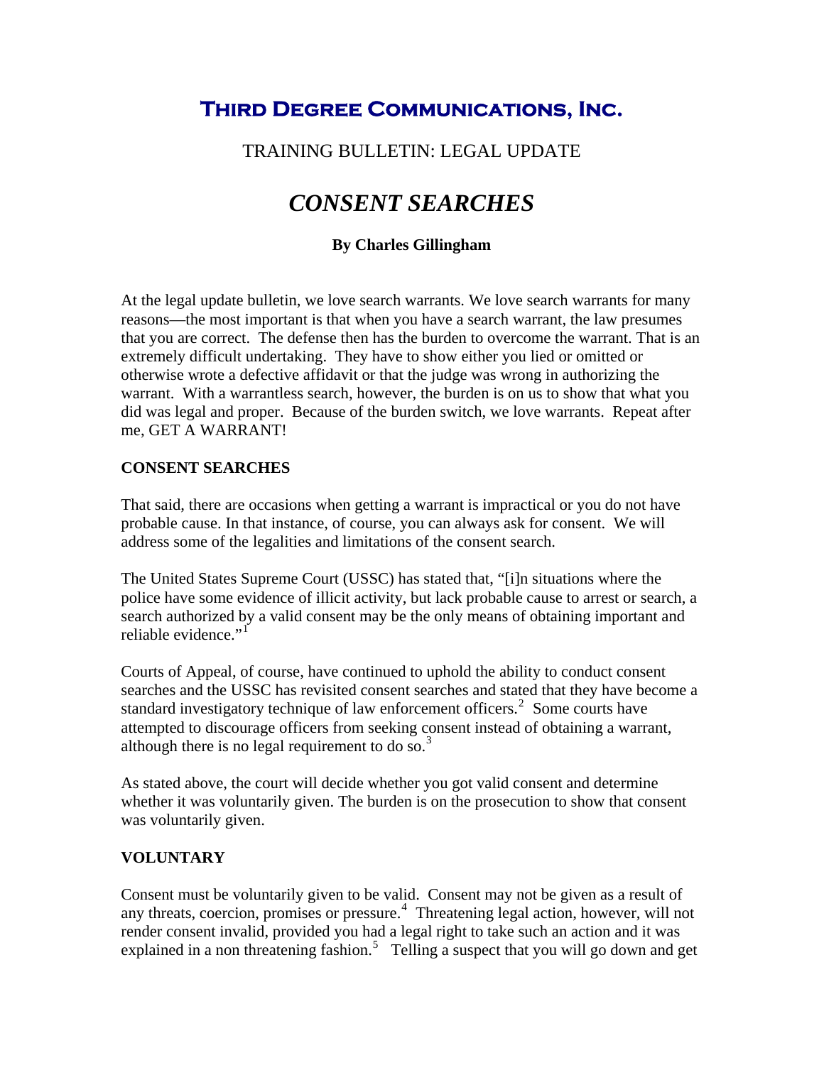# Third Degree Communications, Inc.

## TRAINING BULLETIN: LEGAL UPDATE

# *CONSENT SEARCHES*

**By Charles Gillingham**

At the legal update bulletin, we love search warrants. We love search warrants for many reasons—the most important is that when you have a search warrant, the law presumes that you are correct. The defense then has the burden to overcome the warrant. That is an extremely difficult undertaking. They have to show either you lied or omitted or otherwise wrote a defective affidavit or that the judge was wrong in authorizing the warrant. With a warrantless search, however, the burden is on us to show that what you did was legal and proper. Because of the burden switch, we love warrants. Repeat after me, GET A WARRANT!

**CONSENT SEARCHES**

That said, there are occasions when getting a warrant is impractical or you do not have probable cause. In that instance, of course, you can always ask for consent. We will address some of the legalities and limitations of the consent search.

The United States Supreme Court (USSC) has stated that, "[i]n situations where the police have some evidence of illicit activity, but lack probable cause to arrest or search, a search authorized by a valid consent may be the only means of obtaining important and reliable evidence."[1]

Courts of Appeal, of course, have continued to uphold the ability to conduct consent searches and the USSC has revisited consent searches and stated that they have become a standard investigatory technique of law enforcement officers.[2] Some courts have attempted to discourage officers from seeking consent instead of obtaining a warrant, although there is no legal requirement to do so.[3]

As stated above, the court will decide whether you got valid consent and determine whether it was voluntarily given. The burden is on the prosecution to show that consent was voluntarily given.

**VOLUNTARY**

Consent must be voluntarily given to be valid. Consent may not be given as a result of any threats, coercion, promises or pressure.[4] Threatening legal action, however, will not render consent invalid, provided you had a legal right to take such an action and it was explained in a non threatening fashion.[5] Telling a suspect that you will go down and get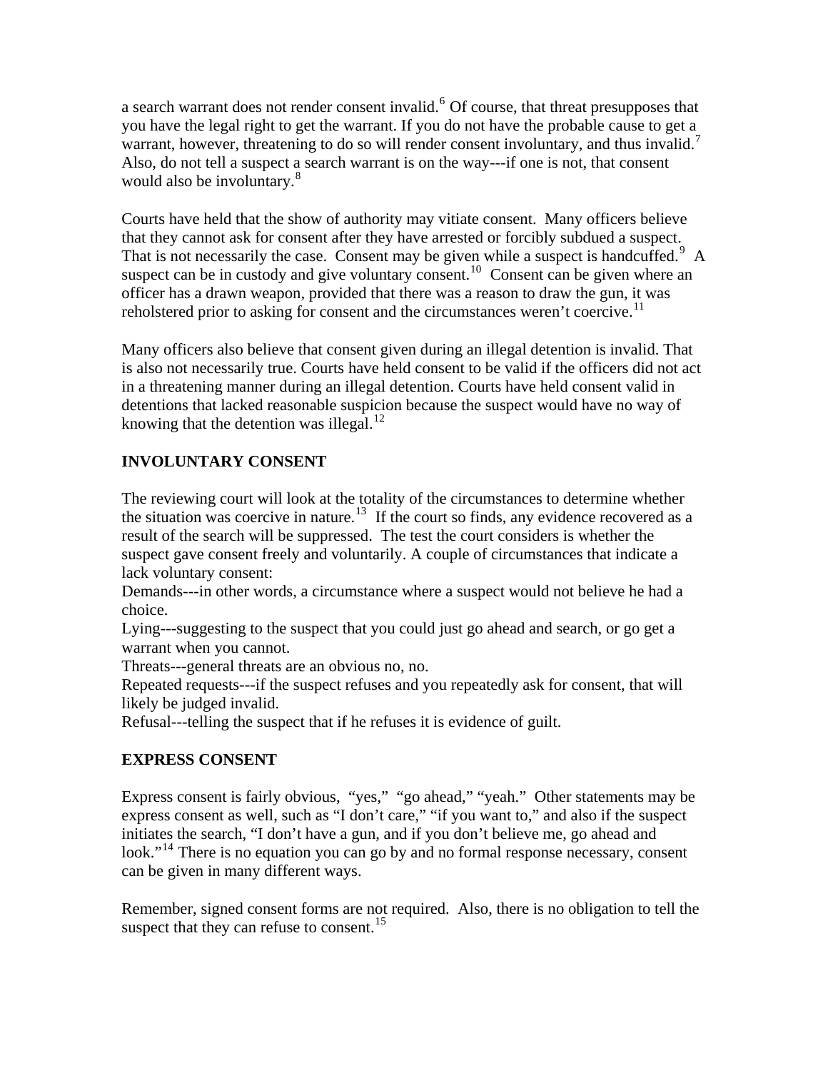a search warrant does not render consent invalid.[6] Of course, that threat presupposes that you have the legal right to get the warrant. If you do not have the probable cause to get a warrant, however, threatening to do so will render consent involuntary, and thus invalid.[7] Also, do not tell a suspect a search warrant is on the way---if one is not, that consent would also be involuntary.[8]

Courts have held that the show of authority may vitiate consent. Many officers believe that they cannot ask for consent after they have arrested or forcibly subdued a suspect. That is not necessarily the case. Consent may be given while a suspect is handcuffed.[9] A suspect can be in custody and give voluntary consent.[10] Consent can be given where an officer has a drawn weapon, provided that there was a reason to draw the gun, it was reholstered prior to asking for consent and the circumstances weren't coercive.[11]

Many officers also believe that consent given during an illegal detention is invalid. That is also not necessarily true. Courts have held consent to be valid if the officers did not act in a threatening manner during an illegal detention. Courts have held consent valid in detentions that lacked reasonable suspicion because the suspect would have no way of knowing that the detention was illegal.[12]

**INVOLUNTARY CONSENT**

The reviewing court will look at the totality of the circumstances to determine whether the situation was coercive in nature.[13] If the court so finds, any evidence recovered as a result of the search will be suppressed. The test the court considers is whether the suspect gave consent freely and voluntarily. A couple of circumstances that indicate a lack voluntary consent:

Demands---in other words, a circumstance where a suspect would not believe he had a choice.

Lying---suggesting to the suspect that you could just go ahead and search, or go get a warrant when you cannot.

Threats---general threats are an obvious no, no.

Repeated requests---if the suspect refuses and you repeatedly ask for consent, that will likely be judged invalid.

Refusal---telling the suspect that if he refuses it is evidence of guilt.

**EXPRESS CONSENT**

Express consent is fairly obvious, "yes," "go ahead," "yeah." Other statements may be express consent as well, such as "I don't care," "if you want to," and also if the suspect initiates the search, "I don't have a gun, and if you don't believe me, go ahead and look."[14] There is no equation you can go by and no formal response necessary, consent can be given in many different ways.

Remember, signed consent forms are not required. Also, there is no obligation to tell the suspect that they can refuse to consent.[15]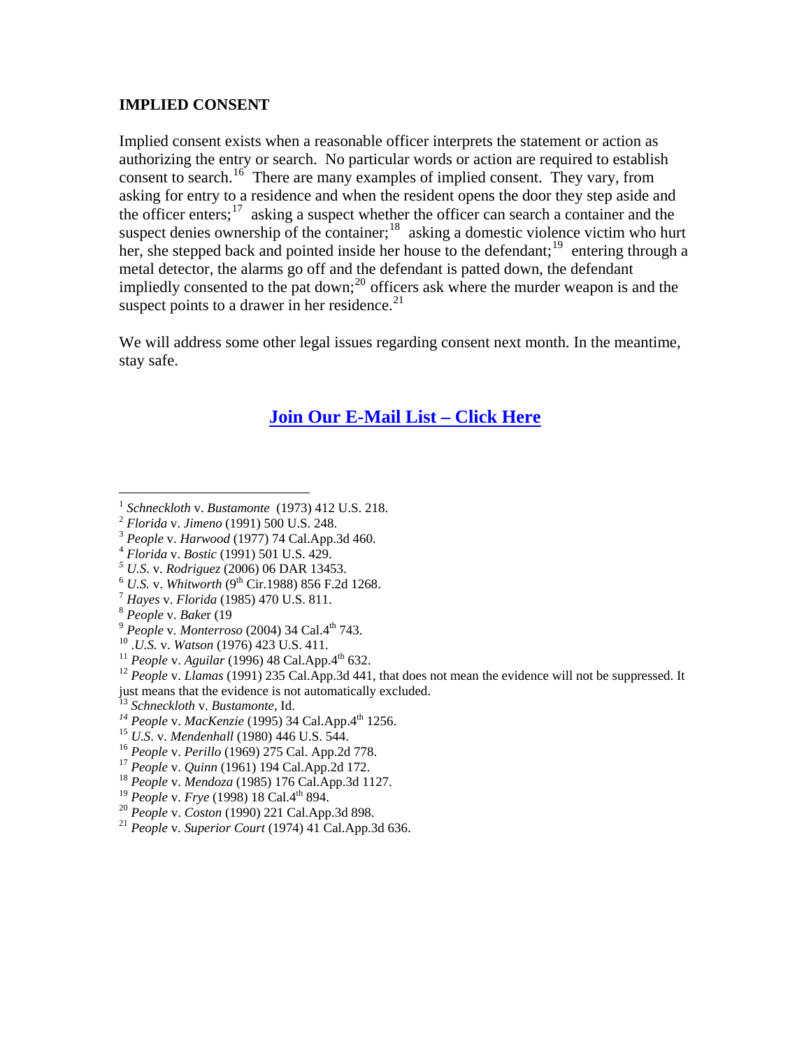**IMPLIED CONSENT**

Implied consent exists when a reasonable officer interprets the statement or action as authorizing the entry or search. No particular words or action are required to establish consent to search.[16] There are many examples of implied consent. They vary, from asking for entry to a residence and when the resident opens the door they step aside and the officer enters;[17] asking a suspect whether the officer can search a container and the suspect denies ownership of the container;[18] asking a domestic violence victim who hurt her, she stepped back and pointed inside her house to the defendant;[19] entering through a metal detector, the alarms go off and the defendant is patted down, the defendant impliedly consented to the pat down;[20] officers ask where the murder weapon is and the suspect points to a drawer in her residence.[21]

We will address some other legal issues regarding consent next month. In the meantime, stay safe.

**Join Our E-Mail List – Click Here**

---

[1] *Schneckloth* v. *Bustamonte* (1973) 412 U.S. 218.
[2] *Florida* v. *Jimeno* (1991) 500 U.S. 248.
[3] *People* v. *Harwood* (1977) 74 Cal.App.3d 460.
[4] *Florida* v. *Bostic* (1991) 501 U.S. 429.
[5] *U.S.* v. *Rodriguez* (2006) 06 DAR 13453.
[6] *U.S.* v. *Whitworth* (9th Cir.1988) 856 F.2d 1268.
[7] *Hayes* v. *Florida* (1985) 470 U.S. 811.
[8] *People* v. *Baker* (19
[9] *People* v. *Monterroso* (2004) 34 Cal.4th 743.
[10] .*U.S.* v. *Watson* (1976) 423 U.S. 411.
[11] *People* v. *Aguilar* (1996) 48 Cal.App.4th 632.
[12] *People* v. *Llamas* (1991) 235 Cal.App.3d 441, that does not mean the evidence will not be suppressed. It just means that the evidence is not automatically excluded.
[13] *Schneckloth* v. *Bustamonte*, Id.
[14] *People* v. *MacKenzie* (1995) 34 Cal.App.4th 1256.
[15] *U.S.* v. *Mendenhall* (1980) 446 U.S. 544.
[16] *People* v. *Perillo* (1969) 275 Cal. App.2d 778.
[17] *People* v. *Quinn* (1961) 194 Cal.App.2d 172.
[18] *People* v. *Mendoza* (1985) 176 Cal.App.3d 1127.
[19] *People* v. *Frye* (1998) 18 Cal.4th 894.
[20] *People* v. *Coston* (1990) 221 Cal.App.3d 898.
[21] *People* v. *Superior Court* (1974) 41 Cal.App.3d 636.